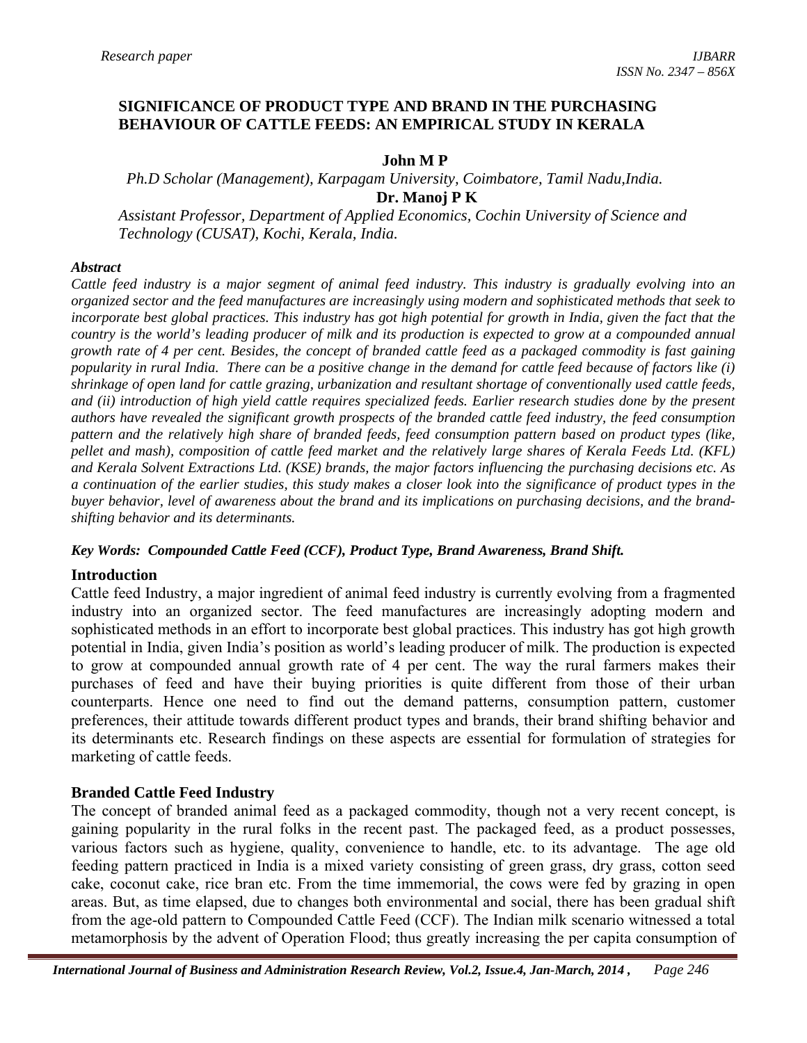# SIGNIFICANCE OF PRODUCT TYPE AND BRAND IN THE PURCHASING BEHAVIOUR OF CATTLE FEEDS: AN EMPIRICAL STUDY IN KERALA

**John M P**

*Ph.D Scholar (Management), Karpagam University, Coimbatore, Tamil Nadu,India.*

**Dr. Manoj P K**

*Assistant Professor, Department of Applied Economics, Cochin University of Science and Technology (CUSAT), Kochi, Kerala, India.*

***Abstract***

*Cattle feed industry is a major segment of animal feed industry. This industry is gradually evolving into an organized sector and the feed manufactures are increasingly using modern and sophisticated methods that seek to incorporate best global practices. This industry has got high potential for growth in India, given the fact that the country is the world's leading producer of milk and its production is expected to grow at a compounded annual growth rate of 4 per cent. Besides, the concept of branded cattle feed as a packaged commodity is fast gaining popularity in rural India. There can be a positive change in the demand for cattle feed because of factors like (i) shrinkage of open land for cattle grazing, urbanization and resultant shortage of conventionally used cattle feeds, and (ii) introduction of high yield cattle requires specialized feeds. Earlier research studies done by the present authors have revealed the significant growth prospects of the branded cattle feed industry, the feed consumption pattern and the relatively high share of branded feeds, feed consumption pattern based on product types (like, pellet and mash), composition of cattle feed market and the relatively large shares of Kerala Feeds Ltd. (KFL) and Kerala Solvent Extractions Ltd. (KSE) brands, the major factors influencing the purchasing decisions etc. As a continuation of the earlier studies, this study makes a closer look into the significance of product types in the buyer behavior, level of awareness about the brand and its implications on purchasing decisions, and the brand-shifting behavior and its determinants.*

***Key Words: Compounded Cattle Feed (CCF), Product Type, Brand Awareness, Brand Shift.***

## Introduction

Cattle feed Industry, a major ingredient of animal feed industry is currently evolving from a fragmented industry into an organized sector. The feed manufactures are increasingly adopting modern and sophisticated methods in an effort to incorporate best global practices. This industry has got high growth potential in India, given India's position as world's leading producer of milk. The production is expected to grow at compounded annual growth rate of 4 per cent. The way the rural farmers makes their purchases of feed and have their buying priorities is quite different from those of their urban counterparts. Hence one need to find out the demand patterns, consumption pattern, customer preferences, their attitude towards different product types and brands, their brand shifting behavior and its determinants etc. Research findings on these aspects are essential for formulation of strategies for marketing of cattle feeds.

## Branded Cattle Feed Industry

The concept of branded animal feed as a packaged commodity, though not a very recent concept, is gaining popularity in the rural folks in the recent past. The packaged feed, as a product possesses, various factors such as hygiene, quality, convenience to handle, etc. to its advantage. The age old feeding pattern practiced in India is a mixed variety consisting of green grass, dry grass, cotton seed cake, coconut cake, rice bran etc. From the time immemorial, the cows were fed by grazing in open areas. But, as time elapsed, due to changes both environmental and social, there has been gradual shift from the age-old pattern to Compounded Cattle Feed (CCF). The Indian milk scenario witnessed a total metamorphosis by the advent of Operation Flood; thus greatly increasing the per capita consumption of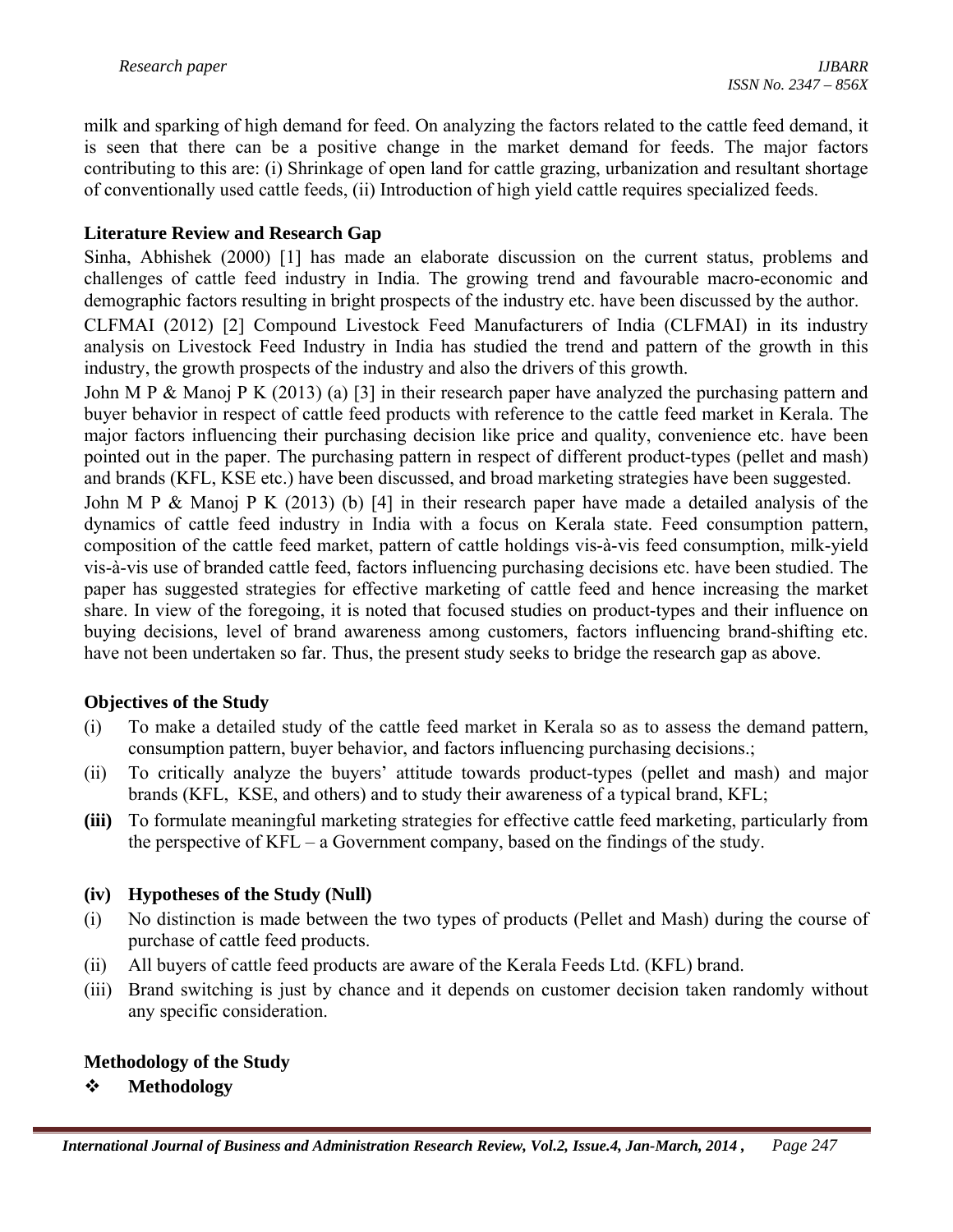milk and sparking of high demand for feed. On analyzing the factors related to the cattle feed demand, it is seen that there can be a positive change in the market demand for feeds. The major factors contributing to this are: (i) Shrinkage of open land for cattle grazing, urbanization and resultant shortage of conventionally used cattle feeds, (ii) Introduction of high yield cattle requires specialized feeds.

### Literature Review and Research Gap

Sinha, Abhishek (2000) [1] has made an elaborate discussion on the current status, problems and challenges of cattle feed industry in India. The growing trend and favourable macro-economic and demographic factors resulting in bright prospects of the industry etc. have been discussed by the author.

CLFMAI (2012) [2] Compound Livestock Feed Manufacturers of India (CLFMAI) in its industry analysis on Livestock Feed Industry in India has studied the trend and pattern of the growth in this industry, the growth prospects of the industry and also the drivers of this growth.

John M P & Manoj P K (2013) (a) [3] in their research paper have analyzed the purchasing pattern and buyer behavior in respect of cattle feed products with reference to the cattle feed market in Kerala. The major factors influencing their purchasing decision like price and quality, convenience etc. have been pointed out in the paper. The purchasing pattern in respect of different product-types (pellet and mash) and brands (KFL, KSE etc.) have been discussed, and broad marketing strategies have been suggested.

John M P & Manoj P K (2013) (b) [4] in their research paper have made a detailed analysis of the dynamics of cattle feed industry in India with a focus on Kerala state. Feed consumption pattern, composition of the cattle feed market, pattern of cattle holdings vis-à-vis feed consumption, milk-yield vis-à-vis use of branded cattle feed, factors influencing purchasing decisions etc. have been studied. The paper has suggested strategies for effective marketing of cattle feed and hence increasing the market share. In view of the foregoing, it is noted that focused studies on product-types and their influence on buying decisions, level of brand awareness among customers, factors influencing brand-shifting etc. have not been undertaken so far. Thus, the present study seeks to bridge the research gap as above.

### Objectives of the Study

(i) To make a detailed study of the cattle feed market in Kerala so as to assess the demand pattern, consumption pattern, buyer behavior, and factors influencing purchasing decisions.;

(ii) To critically analyze the buyers' attitude towards product-types (pellet and mash) and major brands (KFL, KSE, and others) and to study their awareness of a typical brand, KFL;

**(iii)** To formulate meaningful marketing strategies for effective cattle feed marketing, particularly from the perspective of KFL – a Government company, based on the findings of the study.

### (iv) Hypotheses of the Study (Null)

(i) No distinction is made between the two types of products (Pellet and Mash) during the course of purchase of cattle feed products.

(ii) All buyers of cattle feed products are aware of the Kerala Feeds Ltd. (KFL) brand.

(iii) Brand switching is just by chance and it depends on customer decision taken randomly without any specific consideration.

### Methodology of the Study

- **Methodology**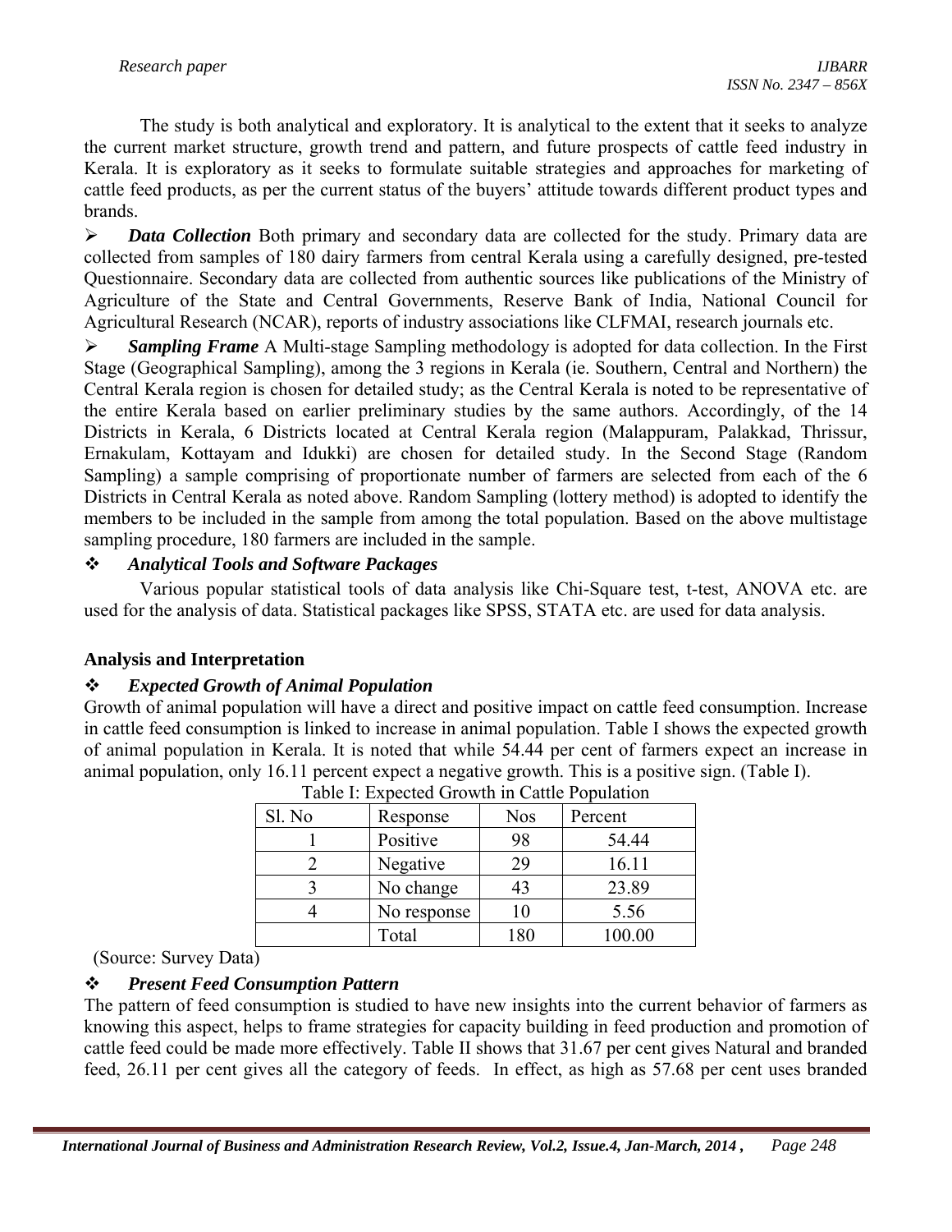The study is both analytical and exploratory. It is analytical to the extent that it seeks to analyze the current market structure, growth trend and pattern, and future prospects of cattle feed industry in Kerala. It is exploratory as it seeks to formulate suitable strategies and approaches for marketing of cattle feed products, as per the current status of the buyers' attitude towards different product types and brands.

- ***Data Collection*** Both primary and secondary data are collected for the study. Primary data are collected from samples of 180 dairy farmers from central Kerala using a carefully designed, pre-tested Questionnaire. Secondary data are collected from authentic sources like publications of the Ministry of Agriculture of the State and Central Governments, Reserve Bank of India, National Council for Agricultural Research (NCAR), reports of industry associations like CLFMAI, research journals etc.
- ***Sampling Frame*** A Multi-stage Sampling methodology is adopted for data collection. In the First Stage (Geographical Sampling), among the 3 regions in Kerala (ie. Southern, Central and Northern) the Central Kerala region is chosen for detailed study; as the Central Kerala is noted to be representative of the entire Kerala based on earlier preliminary studies by the same authors. Accordingly, of the 14 Districts in Kerala, 6 Districts located at Central Kerala region (Malappuram, Palakkad, Thrissur, Ernakulam, Kottayam and Idukki) are chosen for detailed study. In the Second Stage (Random Sampling) a sample comprising of proportionate number of farmers are selected from each of the 6 Districts in Central Kerala as noted above. Random Sampling (lottery method) is adopted to identify the members to be included in the sample from among the total population. Based on the above multistage sampling procedure, 180 farmers are included in the sample.

### ❖ *Analytical Tools and Software Packages*

Various popular statistical tools of data analysis like Chi-Square test, t-test, ANOVA etc. are used for the analysis of data. Statistical packages like SPSS, STATA etc. are used for data analysis.

## Analysis and Interpretation

### ❖ *Expected Growth of Animal Population*

Growth of animal population will have a direct and positive impact on cattle feed consumption. Increase in cattle feed consumption is linked to increase in animal population. Table I shows the expected growth of animal population in Kerala. It is noted that while 54.44 per cent of farmers expect an increase in animal population, only 16.11 percent expect a negative growth. This is a positive sign. (Table I).

Table I: Expected Growth in Cattle Population

| Sl. No | Response | Nos | Percent |
|---|---|---|---|
| 1 | Positive | 98 | 54.44 |
| 2 | Negative | 29 | 16.11 |
| 3 | No change | 43 | 23.89 |
| 4 | No response | 10 | 5.56 |
| | Total | 180 | 100.00 |

(Source: Survey Data)

### ❖ *Present Feed Consumption Pattern*

The pattern of feed consumption is studied to have new insights into the current behavior of farmers as knowing this aspect, helps to frame strategies for capacity building in feed production and promotion of cattle feed could be made more effectively. Table II shows that 31.67 per cent gives Natural and branded feed, 26.11 per cent gives all the category of feeds. In effect, as high as 57.68 per cent uses branded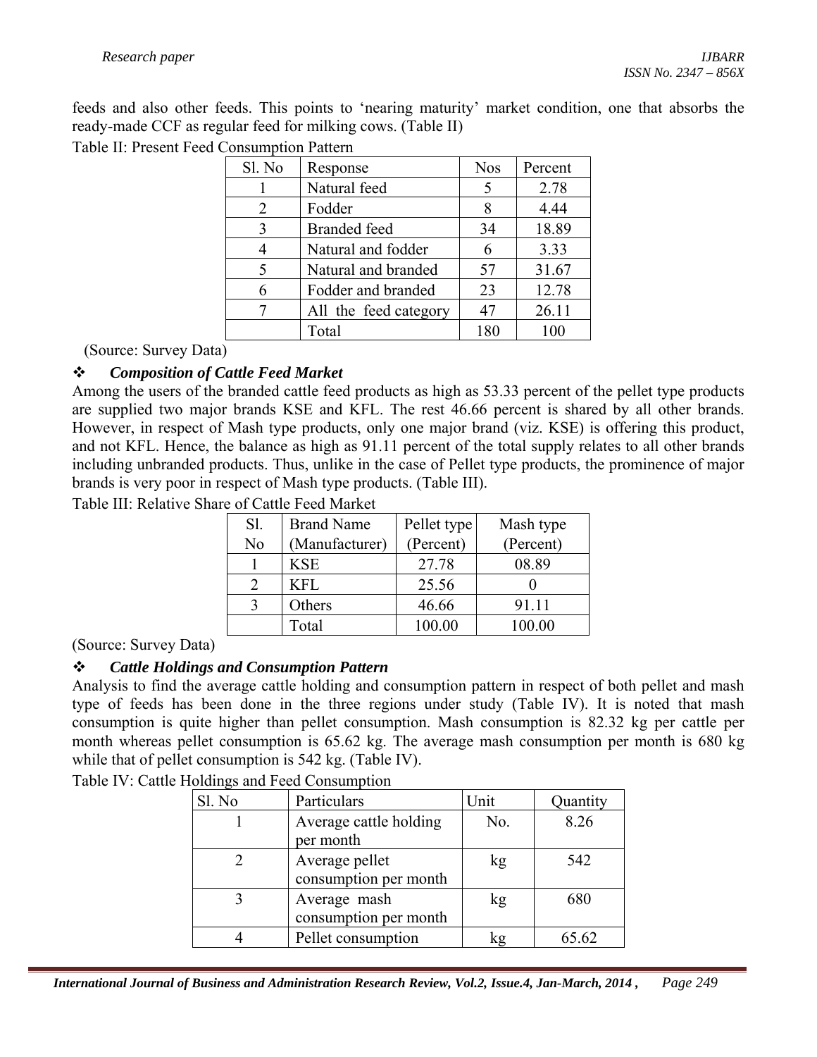feeds and also other feeds. This points to 'nearing maturity' market condition, one that absorbs the ready-made CCF as regular feed for milking cows. (Table II)

Table II: Present Feed Consumption Pattern

| Sl. No | Response | Nos | Percent |
|---|---|---|---|
| 1 | Natural feed | 5 | 2.78 |
| 2 | Fodder | 8 | 4.44 |
| 3 | Branded feed | 34 | 18.89 |
| 4 | Natural and fodder | 6 | 3.33 |
| 5 | Natural and branded | 57 | 31.67 |
| 6 | Fodder and branded | 23 | 12.78 |
| 7 | All the feed category | 47 | 26.11 |
| | Total | 180 | 100 |

(Source: Survey Data)

### ❖ *Composition of Cattle Feed Market*

Among the users of the branded cattle feed products as high as 53.33 percent of the pellet type products are supplied two major brands KSE and KFL. The rest 46.66 percent is shared by all other brands. However, in respect of Mash type products, only one major brand (viz. KSE) is offering this product, and not KFL. Hence, the balance as high as 91.11 percent of the total supply relates to all other brands including unbranded products. Thus, unlike in the case of Pellet type products, the prominence of major brands is very poor in respect of Mash type products. (Table III).

Table III: Relative Share of Cattle Feed Market

| Sl. No | Brand Name (Manufacturer) | Pellet type (Percent) | Mash type (Percent) |
|---|---|---|---|
| 1 | KSE | 27.78 | 08.89 |
| 2 | KFL | 25.56 | 0 |
| 3 | Others | 46.66 | 91.11 |
| | Total | 100.00 | 100.00 |

(Source: Survey Data)

### ❖ *Cattle Holdings and Consumption Pattern*

Analysis to find the average cattle holding and consumption pattern in respect of both pellet and mash type of feeds has been done in the three regions under study (Table IV). It is noted that mash consumption is quite higher than pellet consumption. Mash consumption is 82.32 kg per cattle per month whereas pellet consumption is 65.62 kg. The average mash consumption per month is 680 kg while that of pellet consumption is 542 kg. (Table IV).

Table IV: Cattle Holdings and Feed Consumption

| Sl. No | Particulars | Unit | Quantity |
|---|---|---|---|
| 1 | Average cattle holding per month | No. | 8.26 |
| 2 | Average pellet consumption per month | kg | 542 |
| 3 | Average mash consumption per month | kg | 680 |
| 4 | Pellet consumption | kg | 65.62 |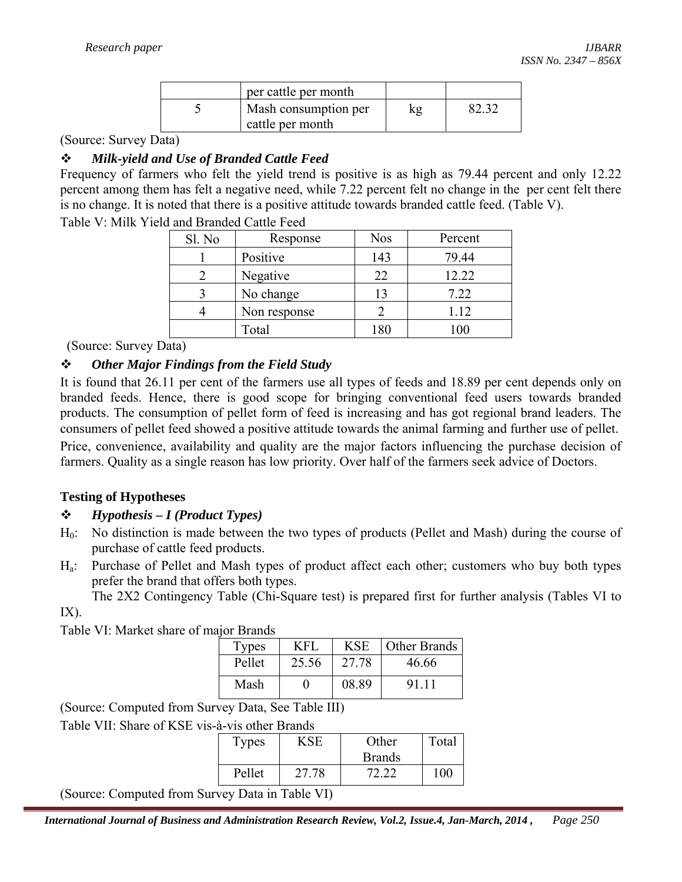|   | per cattle per month |   |   |
|---|---|---|---|
| 5 | Mash consumption per cattle per month | kg | 82.32 |

(Source: Survey Data)

❖ ***Milk-yield and Use of Branded Cattle Feed***

Frequency of farmers who felt the yield trend is positive is as high as 79.44 percent and only 12.22 percent among them has felt a negative need, while 7.22 percent felt no change in the per cent felt there is no change. It is noted that there is a positive attitude towards branded cattle feed. (Table V).

Table V: Milk Yield and Branded Cattle Feed

| Sl. No | Response | Nos | Percent |
|---|---|---|---|
| 1 | Positive | 143 | 79.44 |
| 2 | Negative | 22 | 12.22 |
| 3 | No change | 13 | 7.22 |
| 4 | Non response | 2 | 1.12 |
|   | Total | 180 | 100 |

(Source: Survey Data)

❖ ***Other Major Findings from the Field Study***

It is found that 26.11 per cent of the farmers use all types of feeds and 18.89 per cent depends only on branded feeds. Hence, there is good scope for bringing conventional feed users towards branded products. The consumption of pellet form of feed is increasing and has got regional brand leaders. The consumers of pellet feed showed a positive attitude towards the animal farming and further use of pellet.

Price, convenience, availability and quality are the major factors influencing the purchase decision of farmers. Quality as a single reason has low priority. Over half of the farmers seek advice of Doctors.

**Testing of Hypotheses**

❖ ***Hypothesis – I (Product Types)***

$H_0$: No distinction is made between the two types of products (Pellet and Mash) during the course of purchase of cattle feed products.

$H_a$: Purchase of Pellet and Mash types of product affect each other; customers who buy both types prefer the brand that offers both types.

The 2X2 Contingency Table (Chi-Square test) is prepared first for further analysis (Tables VI to IX).

Table VI: Market share of major Brands

| Types | KFL | KSE | Other Brands |
|---|---|---|---|
| Pellet | 25.56 | 27.78 | 46.66 |
| Mash | 0 | 08.89 | 91.11 |

(Source: Computed from Survey Data, See Table III)

Table VII: Share of KSE vis-à-vis other Brands

| Types | KSE | Other Brands | Total |
|---|---|---|---|
| Pellet | 27.78 | 72.22 | 100 |

(Source: Computed from Survey Data in Table VI)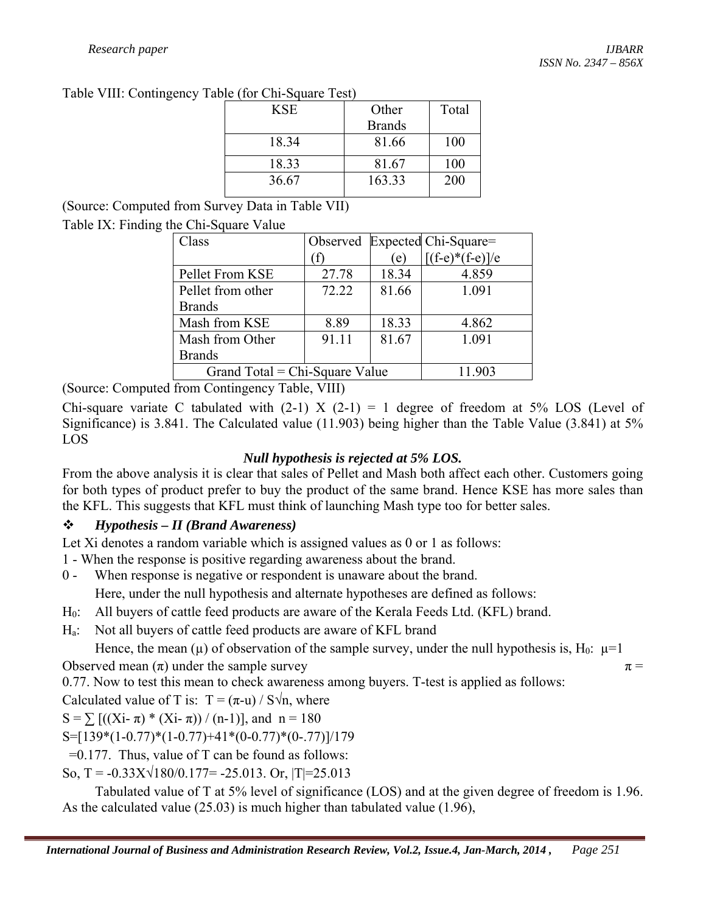Table VIII: Contingency Table (for Chi-Square Test)

| KSE | Other Brands | Total |
|---|---|---|
| 18.34 | 81.66 | 100 |
| 18.33 | 81.67 | 100 |
| 36.67 | 163.33 | 200 |

(Source: Computed from Survey Data in Table VII)

Table IX: Finding the Chi-Square Value

| Class | Observed (f) | Expected (e) | Chi-Square= [(f-e)*(f-e)]/e |
|---|---|---|---|
| Pellet From KSE | 27.78 | 18.34 | 4.859 |
| Pellet from other Brands | 72.22 | 81.66 | 1.091 |
| Mash from KSE | 8.89 | 18.33 | 4.862 |
| Mash from Other Brands | 91.11 | 81.67 | 1.091 |
| Grand Total = Chi-Square Value | | | 11.903 |

(Source: Computed from Contingency Table, VIII)

Chi-square variate C tabulated with (2-1) X (2-1) = 1 degree of freedom at 5% LOS (Level of Significance) is 3.841. The Calculated value (11.903) being higher than the Table Value (3.841) at 5% LOS

***Null hypothesis is rejected at 5% LOS.***

From the above analysis it is clear that sales of Pellet and Mash both affect each other. Customers going for both types of product prefer to buy the product of the same brand. Hence KSE has more sales than the KFL. This suggests that KFL must think of launching Mash type too for better sales.

- ***Hypothesis – II (Brand Awareness)***

Let Xi denotes a random variable which is assigned values as 0 or 1 as follows:

1 - When the response is positive regarding awareness about the brand.

0 - When response is negative or respondent is unaware about the brand.

Here, under the null hypothesis and alternate hypotheses are defined as follows:

$H_0$: All buyers of cattle feed products are aware of the Kerala Feeds Ltd. (KFL) brand.

$H_a$: Not all buyers of cattle feed products are aware of KFL brand

Hence, the mean (μ) of observation of the sample survey, under the null hypothesis is, $H_0$: μ=1

Observed mean (π) under the sample survey π = 0.77. Now to test this mean to check awareness among buyers. T-test is applied as follows:

Calculated value of T is: $T = (\pi\text{-}u) / S\sqrt{n}$, where

$S = \sum [((X_i - \pi) * (X_i - \pi)) / (n-1)]$, and n = 180

S=[139*(1-0.77)*(1-0.77)+41*(0-0.77)*(0-.77)]/179

=0.177. Thus, value of T can be found as follows:

So, T = -0.33X√180/0.177= -25.013. Or, |T|=25.013

Tabulated value of T at 5% level of significance (LOS) and at the given degree of freedom is 1.96. As the calculated value (25.03) is much higher than tabulated value (1.96),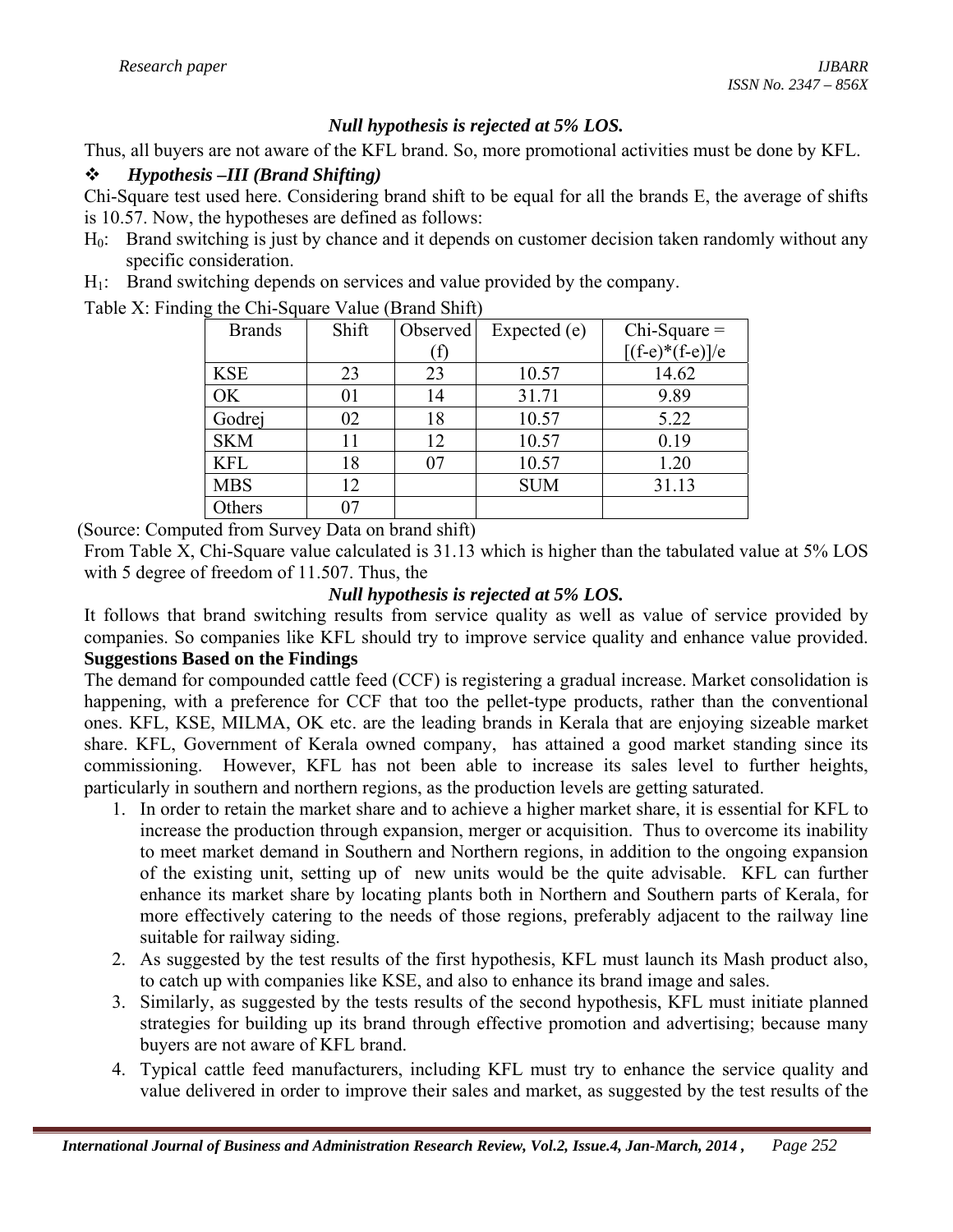***Null hypothesis is rejected at 5% LOS.***

Thus, all buyers are not aware of the KFL brand. So, more promotional activities must be done by KFL.

❖ ***Hypothesis –III (Brand Shifting)***

Chi-Square test used here. Considering brand shift to be equal for all the brands E, the average of shifts is 10.57. Now, the hypotheses are defined as follows:

$H_0$: Brand switching is just by chance and it depends on customer decision taken randomly without any specific consideration.

$H_1$: Brand switching depends on services and value provided by the company.

Table X: Finding the Chi-Square Value (Brand Shift)

| Brands | Shift | Observed (f) | Expected (e) | Chi-Square = [(f-e)*(f-e)]/e |
|---|---|---|---|---|
| KSE | 23 | 23 | 10.57 | 14.62 |
| OK | 01 | 14 | 31.71 | 9.89 |
| Godrej | 02 | 18 | 10.57 | 5.22 |
| SKM | 11 | 12 | 10.57 | 0.19 |
| KFL | 18 | 07 | 10.57 | 1.20 |
| MBS | 12 | | SUM | 31.13 |
| Others | 07 | | | |

(Source: Computed from Survey Data on brand shift)

From Table X, Chi-Square value calculated is 31.13 which is higher than the tabulated value at 5% LOS with 5 degree of freedom of 11.507. Thus, the

***Null hypothesis is rejected at 5% LOS.***

It follows that brand switching results from service quality as well as value of service provided by companies. So companies like KFL should try to improve service quality and enhance value provided.

**Suggestions Based on the Findings**

The demand for compounded cattle feed (CCF) is registering a gradual increase. Market consolidation is happening, with a preference for CCF that too the pellet-type products, rather than the conventional ones. KFL, KSE, MILMA, OK etc. are the leading brands in Kerala that are enjoying sizeable market share. KFL, Government of Kerala owned company, has attained a good market standing since its commissioning. However, KFL has not been able to increase its sales level to further heights, particularly in southern and northern regions, as the production levels are getting saturated.

1. In order to retain the market share and to achieve a higher market share, it is essential for KFL to increase the production through expansion, merger or acquisition. Thus to overcome its inability to meet market demand in Southern and Northern regions, in addition to the ongoing expansion of the existing unit, setting up of new units would be the quite advisable. KFL can further enhance its market share by locating plants both in Northern and Southern parts of Kerala, for more effectively catering to the needs of those regions, preferably adjacent to the railway line suitable for railway siding.
2. As suggested by the test results of the first hypothesis, KFL must launch its Mash product also, to catch up with companies like KSE, and also to enhance its brand image and sales.
3. Similarly, as suggested by the tests results of the second hypothesis, KFL must initiate planned strategies for building up its brand through effective promotion and advertising; because many buyers are not aware of KFL brand.
4. Typical cattle feed manufacturers, including KFL must try to enhance the service quality and value delivered in order to improve their sales and market, as suggested by the test results of the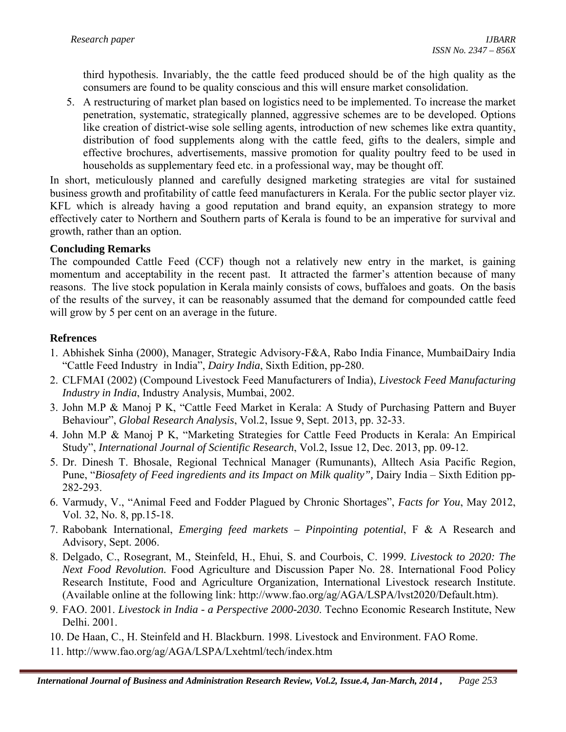third hypothesis. Invariably, the the cattle feed produced should be of the high quality as the consumers are found to be quality conscious and this will ensure market consolidation.

5. A restructuring of market plan based on logistics need to be implemented. To increase the market penetration, systematic, strategically planned, aggressive schemes are to be developed. Options like creation of district-wise sole selling agents, introduction of new schemes like extra quantity, distribution of food supplements along with the cattle feed, gifts to the dealers, simple and effective brochures, advertisements, massive promotion for quality poultry feed to be used in households as supplementary feed etc. in a professional way, may be thought off.

In short, meticulously planned and carefully designed marketing strategies are vital for sustained business growth and profitability of cattle feed manufacturers in Kerala. For the public sector player viz. KFL which is already having a good reputation and brand equity, an expansion strategy to more effectively cater to Northern and Southern parts of Kerala is found to be an imperative for survival and growth, rather than an option.

## Concluding Remarks

The compounded Cattle Feed (CCF) though not a relatively new entry in the market, is gaining momentum and acceptability in the recent past. It attracted the farmer's attention because of many reasons. The live stock population in Kerala mainly consists of cows, buffaloes and goats. On the basis of the results of the survey, it can be reasonably assumed that the demand for compounded cattle feed will grow by 5 per cent on an average in the future.

## Refrences

1. Abhishek Sinha (2000), Manager, Strategic Advisory-F&A, Rabo India Finance, MumbaiDairy India "Cattle Feed Industry in India", *Dairy India*, Sixth Edition, pp-280.
2. CLFMAI (2002) (Compound Livestock Feed Manufacturers of India), *Livestock Feed Manufacturing Industry in India*, Industry Analysis, Mumbai, 2002.
3. John M.P & Manoj P K, "Cattle Feed Market in Kerala: A Study of Purchasing Pattern and Buyer Behaviour", *Global Research Analysis*, Vol.2, Issue 9, Sept. 2013, pp. 32-33.
4. John M.P & Manoj P K, "Marketing Strategies for Cattle Feed Products in Kerala: An Empirical Study", *International Journal of Scientific Research*, Vol.2, Issue 12, Dec. 2013, pp. 09-12.
5. Dr. Dinesh T. Bhosale, Regional Technical Manager (Rumunants), Alltech Asia Pacific Region, Pune, "*Biosafety of Feed ingredients and its Impact on Milk quality",* Dairy India – Sixth Edition pp-282-293.
6. Varmudy, V., "Animal Feed and Fodder Plagued by Chronic Shortages", *Facts for You*, May 2012, Vol. 32, No. 8, pp.15-18.
7. Rabobank International, *Emerging feed markets – Pinpointing potential*, F & A Research and Advisory, Sept. 2006.
8. Delgado, C., Rosegrant, M., Steinfeld, H., Ehui, S. and Courbois, C. 1999. *Livestock to 2020: The Next Food Revolution.* Food Agriculture and Discussion Paper No. 28. International Food Policy Research Institute, Food and Agriculture Organization, International Livestock research Institute. (Available online at the following link: http://www.fao.org/ag/AGA/LSPA/lvst2020/Default.htm).
9. FAO. 2001. *Livestock in India - a Perspective 2000-2030*. Techno Economic Research Institute, New Delhi. 2001.
10. De Haan, C., H. Steinfeld and H. Blackburn. 1998. Livestock and Environment. FAO Rome.
11. http://www.fao.org/ag/AGA/LSPA/Lxehtml/tech/index.htm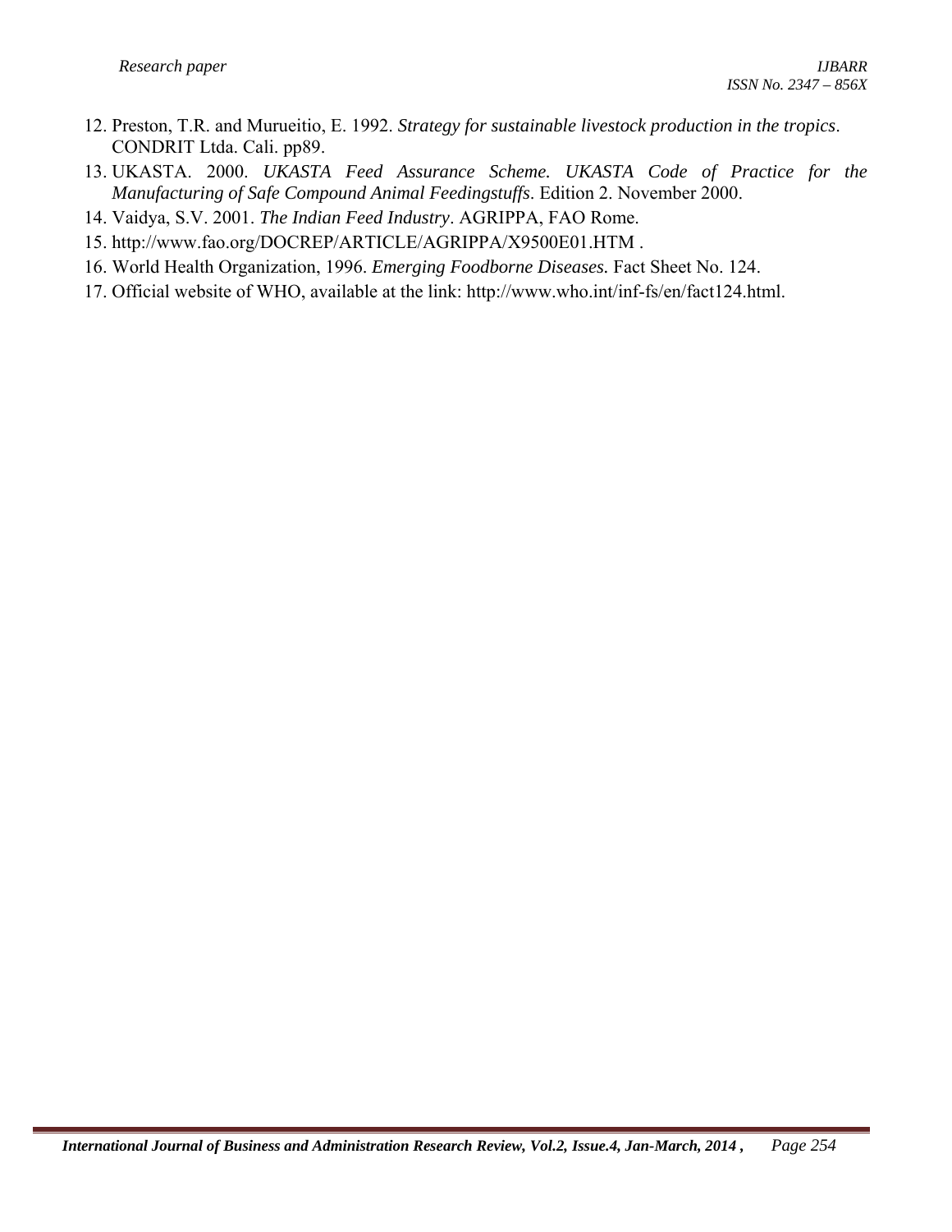12. Preston, T.R. and Murueitio, E. 1992. *Strategy for sustainable livestock production in the tropics*. CONDRIT Ltda. Cali. pp89.
13. UKASTA. 2000. *UKASTA Feed Assurance Scheme. UKASTA Code of Practice for the Manufacturing of Safe Compound Animal Feedingstuffs*. Edition 2. November 2000.
14. Vaidya, S.V. 2001. *The Indian Feed Industry*. AGRIPPA, FAO Rome.
15. http://www.fao.org/DOCREP/ARTICLE/AGRIPPA/X9500E01.HTM .
16. World Health Organization, 1996. *Emerging Foodborne Diseases.* Fact Sheet No. 124.
17. Official website of WHO, available at the link: http://www.who.int/inf-fs/en/fact124.html.